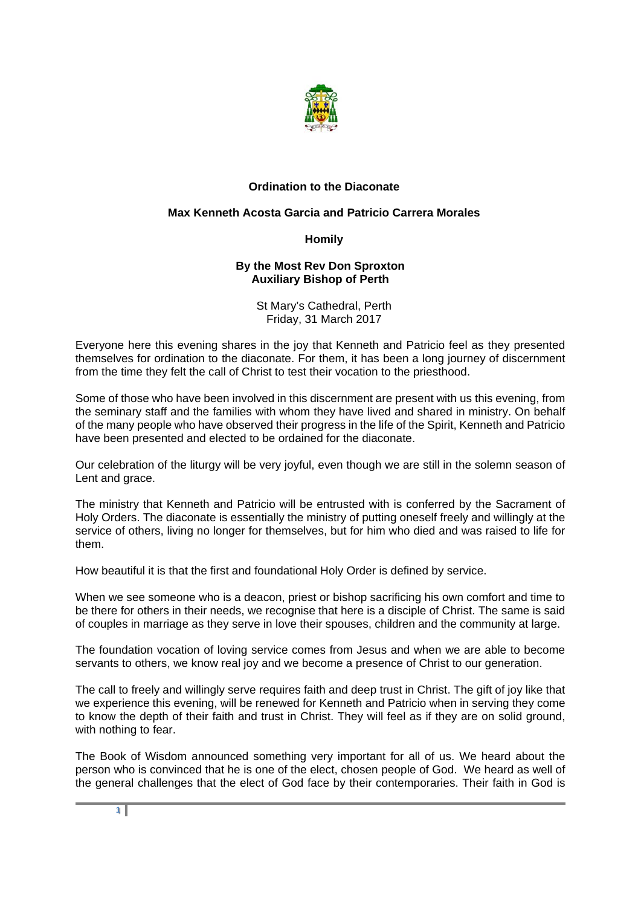**Ordination to the Diaconate**

**Max Kenneth Acosta Garcia and Patricio Carrera Morales**

**Homily**

**By the Most Rev Don Sproxton**
**Auxiliary Bishop of Perth**

St Mary's Cathedral, Perth
Friday, 31 March 2017

Everyone here this evening shares in the joy that Kenneth and Patricio feel as they presented themselves for ordination to the diaconate. For them, it has been a long journey of discernment from the time they felt the call of Christ to test their vocation to the priesthood.

Some of those who have been involved in this discernment are present with us this evening, from the seminary staff and the families with whom they have lived and shared in ministry. On behalf of the many people who have observed their progress in the life of the Spirit, Kenneth and Patricio have been presented and elected to be ordained for the diaconate.

Our celebration of the liturgy will be very joyful, even though we are still in the solemn season of Lent and grace.

The ministry that Kenneth and Patricio will be entrusted with is conferred by the Sacrament of Holy Orders. The diaconate is essentially the ministry of putting oneself freely and willingly at the service of others, living no longer for themselves, but for him who died and was raised to life for them.

How beautiful it is that the first and foundational Holy Order is defined by service.

When we see someone who is a deacon, priest or bishop sacrificing his own comfort and time to be there for others in their needs, we recognise that here is a disciple of Christ. The same is said of couples in marriage as they serve in love their spouses, children and the community at large.

The foundation vocation of loving service comes from Jesus and when we are able to become servants to others, we know real joy and we become a presence of Christ to our generation.

The call to freely and willingly serve requires faith and deep trust in Christ. The gift of joy like that we experience this evening, will be renewed for Kenneth and Patricio when in serving they come to know the depth of their faith and trust in Christ. They will feel as if they are on solid ground, with nothing to fear.

The Book of Wisdom announced something very important for all of us. We heard about the person who is convinced that he is one of the elect, chosen people of God. We heard as well of the general challenges that the elect of God face by their contemporaries. Their faith in God is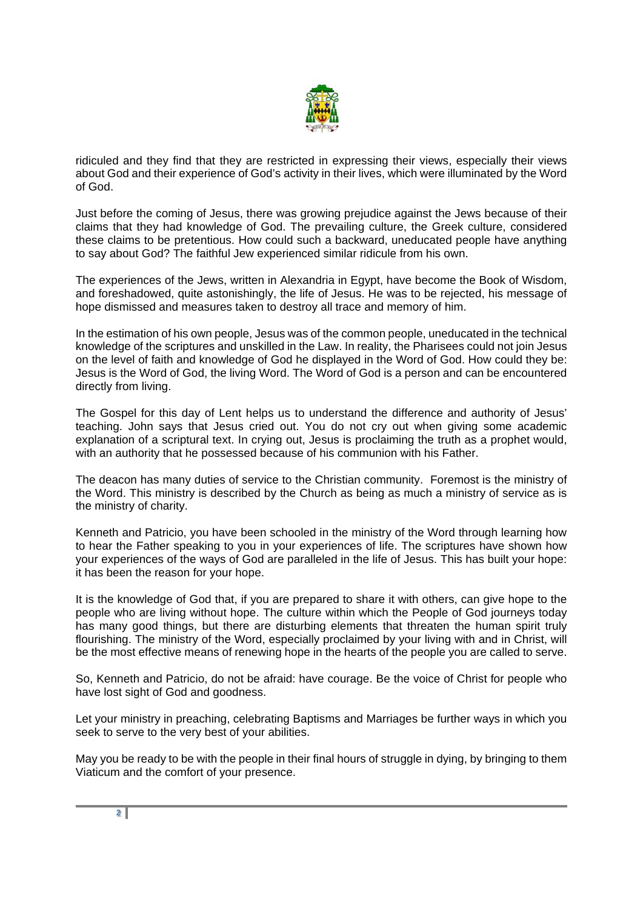ridiculed and they find that they are restricted in expressing their views, especially their views about God and their experience of God's activity in their lives, which were illuminated by the Word of God.

Just before the coming of Jesus, there was growing prejudice against the Jews because of their claims that they had knowledge of God. The prevailing culture, the Greek culture, considered these claims to be pretentious. How could such a backward, uneducated people have anything to say about God? The faithful Jew experienced similar ridicule from his own.

The experiences of the Jews, written in Alexandria in Egypt, have become the Book of Wisdom, and foreshadowed, quite astonishingly, the life of Jesus. He was to be rejected, his message of hope dismissed and measures taken to destroy all trace and memory of him.

In the estimation of his own people, Jesus was of the common people, uneducated in the technical knowledge of the scriptures and unskilled in the Law. In reality, the Pharisees could not join Jesus on the level of faith and knowledge of God he displayed in the Word of God. How could they be: Jesus is the Word of God, the living Word. The Word of God is a person and can be encountered directly from living.

The Gospel for this day of Lent helps us to understand the difference and authority of Jesus' teaching. John says that Jesus cried out. You do not cry out when giving some academic explanation of a scriptural text. In crying out, Jesus is proclaiming the truth as a prophet would, with an authority that he possessed because of his communion with his Father.

The deacon has many duties of service to the Christian community. Foremost is the ministry of the Word. This ministry is described by the Church as being as much a ministry of service as is the ministry of charity.

Kenneth and Patricio, you have been schooled in the ministry of the Word through learning how to hear the Father speaking to you in your experiences of life. The scriptures have shown how your experiences of the ways of God are paralleled in the life of Jesus. This has built your hope: it has been the reason for your hope.

It is the knowledge of God that, if you are prepared to share it with others, can give hope to the people who are living without hope. The culture within which the People of God journeys today has many good things, but there are disturbing elements that threaten the human spirit truly flourishing. The ministry of the Word, especially proclaimed by your living with and in Christ, will be the most effective means of renewing hope in the hearts of the people you are called to serve.

So, Kenneth and Patricio, do not be afraid: have courage. Be the voice of Christ for people who have lost sight of God and goodness.

Let your ministry in preaching, celebrating Baptisms and Marriages be further ways in which you seek to serve to the very best of your abilities.

May you be ready to be with the people in their final hours of struggle in dying, by bringing to them Viaticum and the comfort of your presence.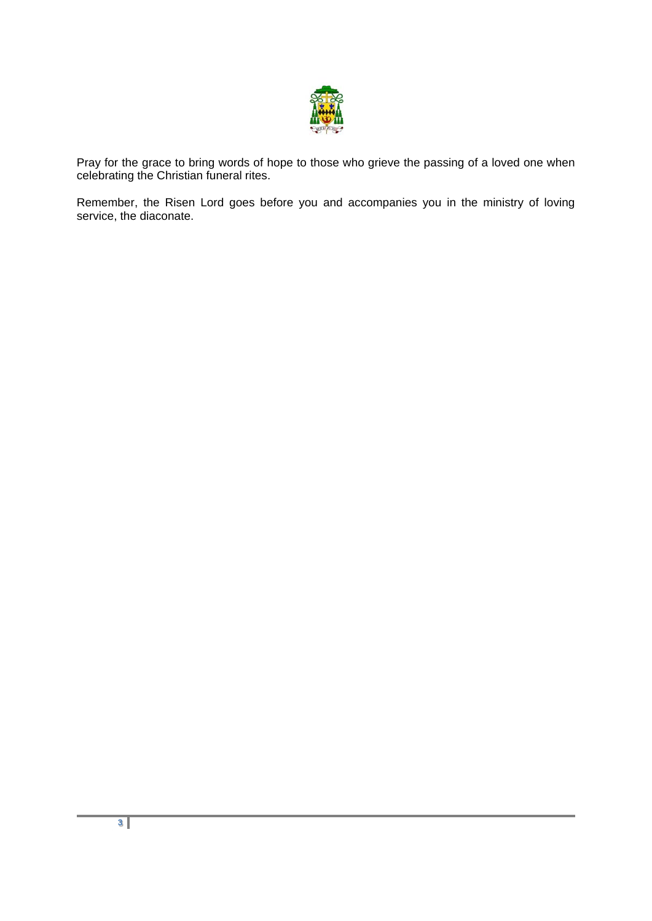Pray for the grace to bring words of hope to those who grieve the passing of a loved one when celebrating the Christian funeral rites.

Remember, the Risen Lord goes before you and accompanies you in the ministry of loving service, the diaconate.